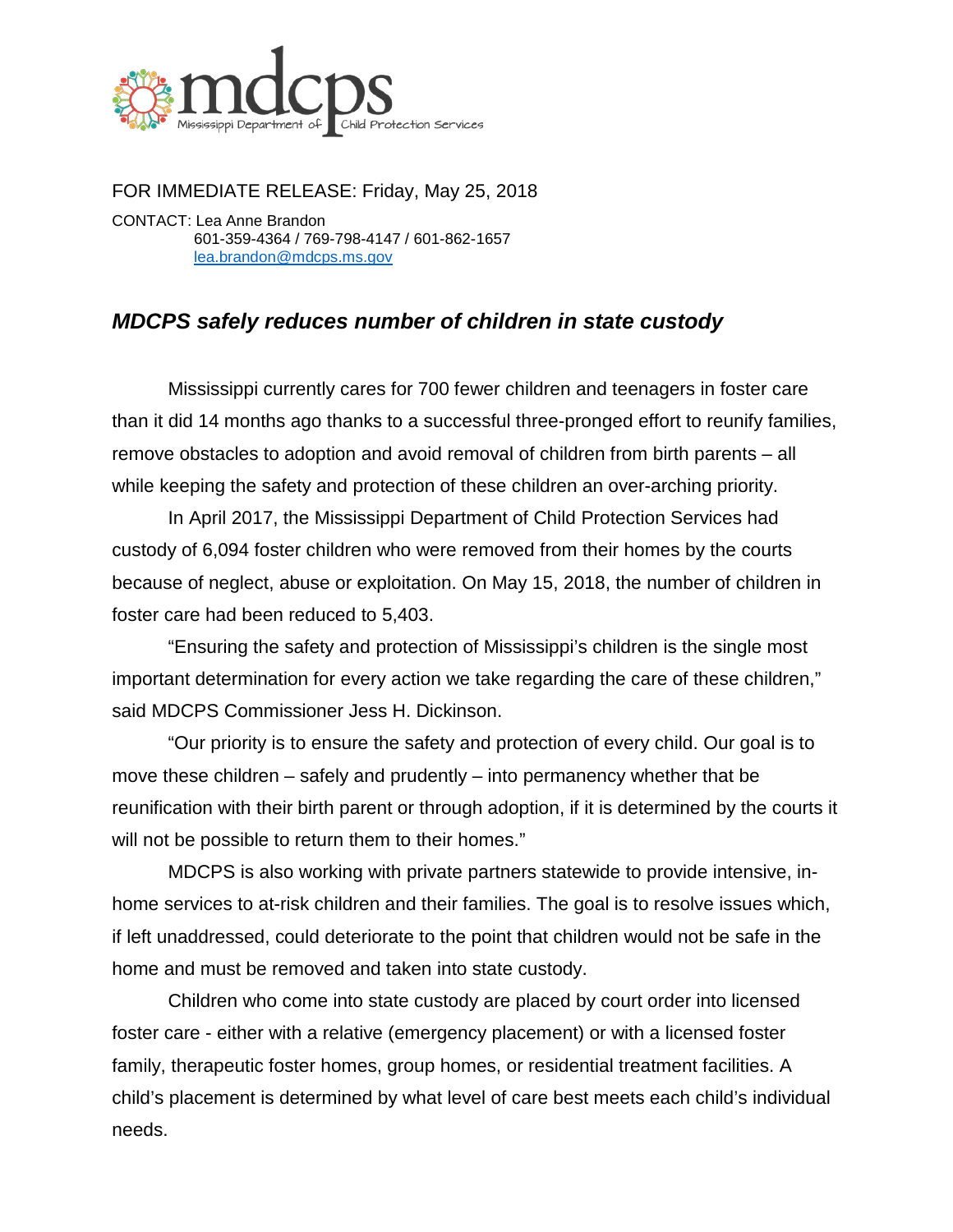mdcps Mississippi Department of Child Protection Services

FOR IMMEDIATE RELEASE: Friday, May 25, 2018

CONTACT: Lea Anne Brandon
601-359-4364 / 769-798-4147 / 601-862-1657
lea.brandon@mdcps.ms.gov

## *MDCPS safely reduces number of children in state custody*

Mississippi currently cares for 700 fewer children and teenagers in foster care than it did 14 months ago thanks to a successful three-pronged effort to reunify families, remove obstacles to adoption and avoid removal of children from birth parents – all while keeping the safety and protection of these children an over-arching priority.

In April 2017, the Mississippi Department of Child Protection Services had custody of 6,094 foster children who were removed from their homes by the courts because of neglect, abuse or exploitation. On May 15, 2018, the number of children in foster care had been reduced to 5,403.

"Ensuring the safety and protection of Mississippi's children is the single most important determination for every action we take regarding the care of these children," said MDCPS Commissioner Jess H. Dickinson.

"Our priority is to ensure the safety and protection of every child. Our goal is to move these children – safely and prudently – into permanency whether that be reunification with their birth parent or through adoption, if it is determined by the courts it will not be possible to return them to their homes."

MDCPS is also working with private partners statewide to provide intensive, in-home services to at-risk children and their families. The goal is to resolve issues which, if left unaddressed, could deteriorate to the point that children would not be safe in the home and must be removed and taken into state custody.

Children who come into state custody are placed by court order into licensed foster care - either with a relative (emergency placement) or with a licensed foster family, therapeutic foster homes, group homes, or residential treatment facilities. A child's placement is determined by what level of care best meets each child's individual needs.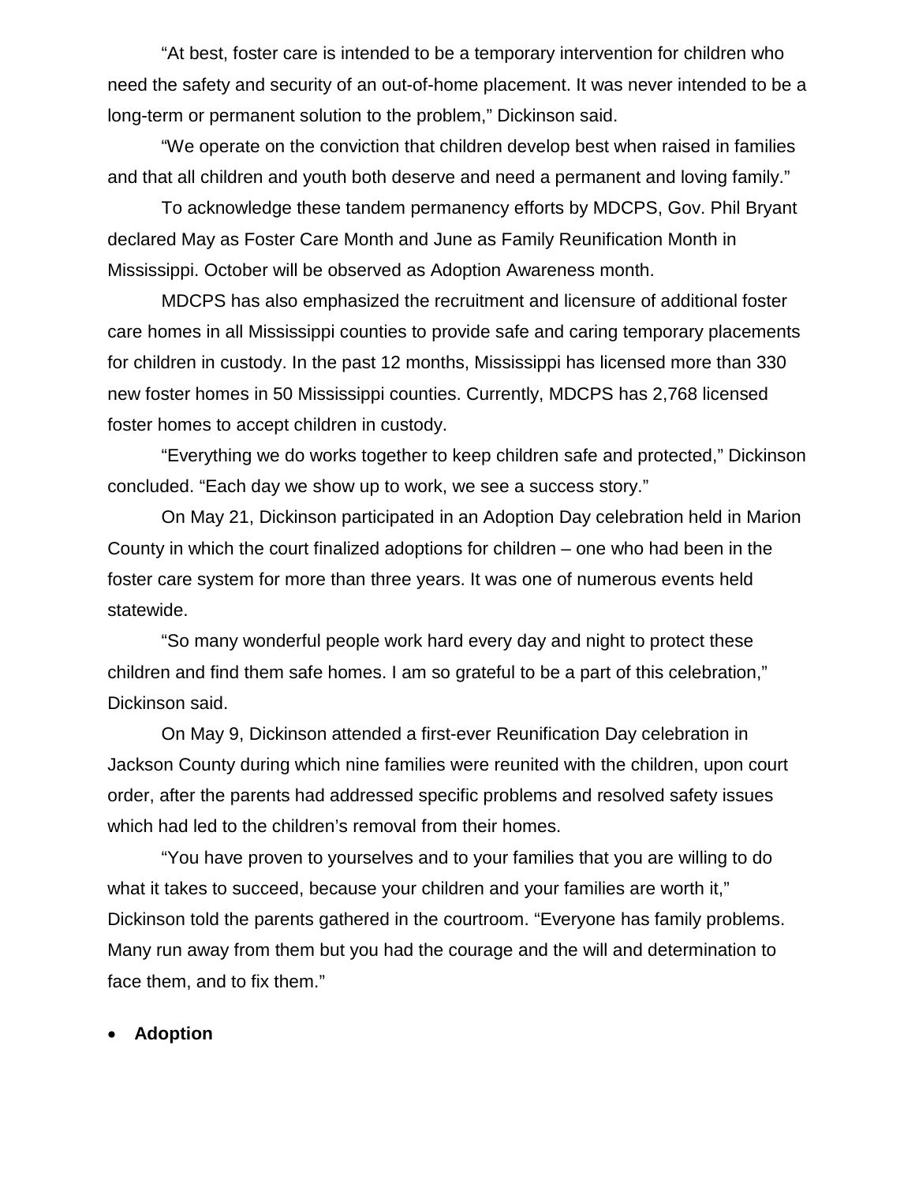"At best, foster care is intended to be a temporary intervention for children who need the safety and security of an out-of-home placement. It was never intended to be a long-term or permanent solution to the problem," Dickinson said.

"We operate on the conviction that children develop best when raised in families and that all children and youth both deserve and need a permanent and loving family."

To acknowledge these tandem permanency efforts by MDCPS, Gov. Phil Bryant declared May as Foster Care Month and June as Family Reunification Month in Mississippi. October will be observed as Adoption Awareness month.

MDCPS has also emphasized the recruitment and licensure of additional foster care homes in all Mississippi counties to provide safe and caring temporary placements for children in custody. In the past 12 months, Mississippi has licensed more than 330 new foster homes in 50 Mississippi counties. Currently, MDCPS has 2,768 licensed foster homes to accept children in custody.

"Everything we do works together to keep children safe and protected," Dickinson concluded. "Each day we show up to work, we see a success story."

On May 21, Dickinson participated in an Adoption Day celebration held in Marion County in which the court finalized adoptions for children – one who had been in the foster care system for more than three years. It was one of numerous events held statewide.

"So many wonderful people work hard every day and night to protect these children and find them safe homes. I am so grateful to be a part of this celebration," Dickinson said.

On May 9, Dickinson attended a first-ever Reunification Day celebration in Jackson County during which nine families were reunited with the children, upon court order, after the parents had addressed specific problems and resolved safety issues which had led to the children's removal from their homes.

"You have proven to yourselves and to your families that you are willing to do what it takes to succeed, because your children and your families are worth it," Dickinson told the parents gathered in the courtroom. "Everyone has family problems. Many run away from them but you had the courage and the will and determination to face them, and to fix them."

- **Adoption**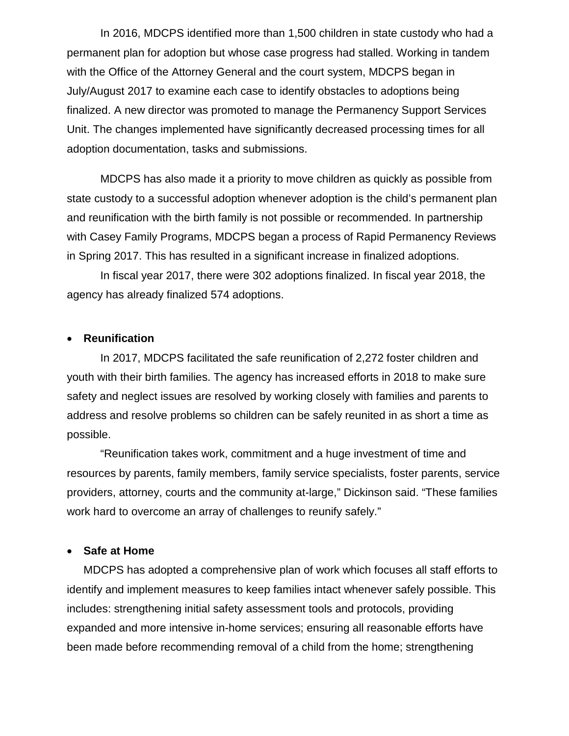In 2016, MDCPS identified more than 1,500 children in state custody who had a permanent plan for adoption but whose case progress had stalled. Working in tandem with the Office of the Attorney General and the court system, MDCPS began in July/August 2017 to examine each case to identify obstacles to adoptions being finalized. A new director was promoted to manage the Permanency Support Services Unit. The changes implemented have significantly decreased processing times for all adoption documentation, tasks and submissions.

MDCPS has also made it a priority to move children as quickly as possible from state custody to a successful adoption whenever adoption is the child's permanent plan and reunification with the birth family is not possible or recommended. In partnership with Casey Family Programs, MDCPS began a process of Rapid Permanency Reviews in Spring 2017. This has resulted in a significant increase in finalized adoptions.

In fiscal year 2017, there were 302 adoptions finalized. In fiscal year 2018, the agency has already finalized 574 adoptions.

- **Reunification**

In 2017, MDCPS facilitated the safe reunification of 2,272 foster children and youth with their birth families. The agency has increased efforts in 2018 to make sure safety and neglect issues are resolved by working closely with families and parents to address and resolve problems so children can be safely reunited in as short a time as possible.

"Reunification takes work, commitment and a huge investment of time and resources by parents, family members, family service specialists, foster parents, service providers, attorney, courts and the community at-large," Dickinson said. "These families work hard to overcome an array of challenges to reunify safely."

- **Safe at Home**

MDCPS has adopted a comprehensive plan of work which focuses all staff efforts to identify and implement measures to keep families intact whenever safely possible. This includes: strengthening initial safety assessment tools and protocols, providing expanded and more intensive in-home services; ensuring all reasonable efforts have been made before recommending removal of a child from the home; strengthening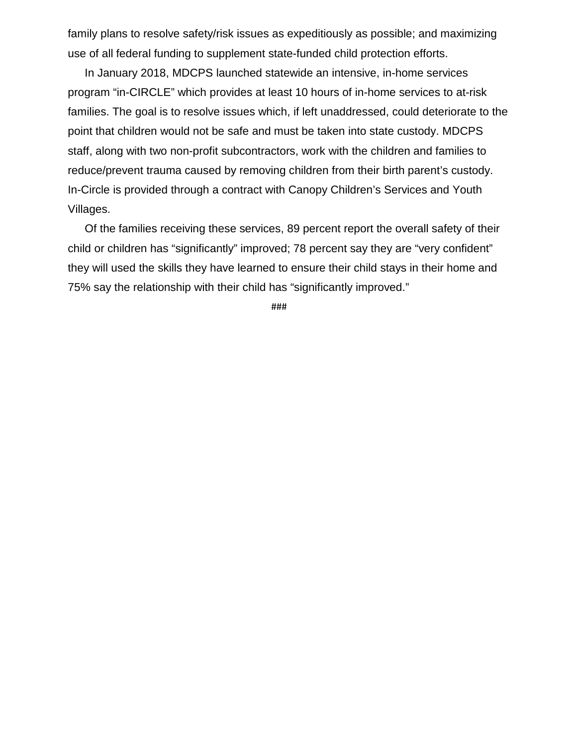family plans to resolve safety/risk issues as expeditiously as possible; and maximizing use of all federal funding to supplement state-funded child protection efforts.

In January 2018, MDCPS launched statewide an intensive, in-home services program "in-CIRCLE" which provides at least 10 hours of in-home services to at-risk families. The goal is to resolve issues which, if left unaddressed, could deteriorate to the point that children would not be safe and must be taken into state custody. MDCPS staff, along with two non-profit subcontractors, work with the children and families to reduce/prevent trauma caused by removing children from their birth parent's custody. In-Circle is provided through a contract with Canopy Children's Services and Youth Villages.

Of the families receiving these services, 89 percent report the overall safety of their child or children has "significantly" improved; 78 percent say they are "very confident" they will used the skills they have learned to ensure their child stays in their home and 75% say the relationship with their child has "significantly improved."

###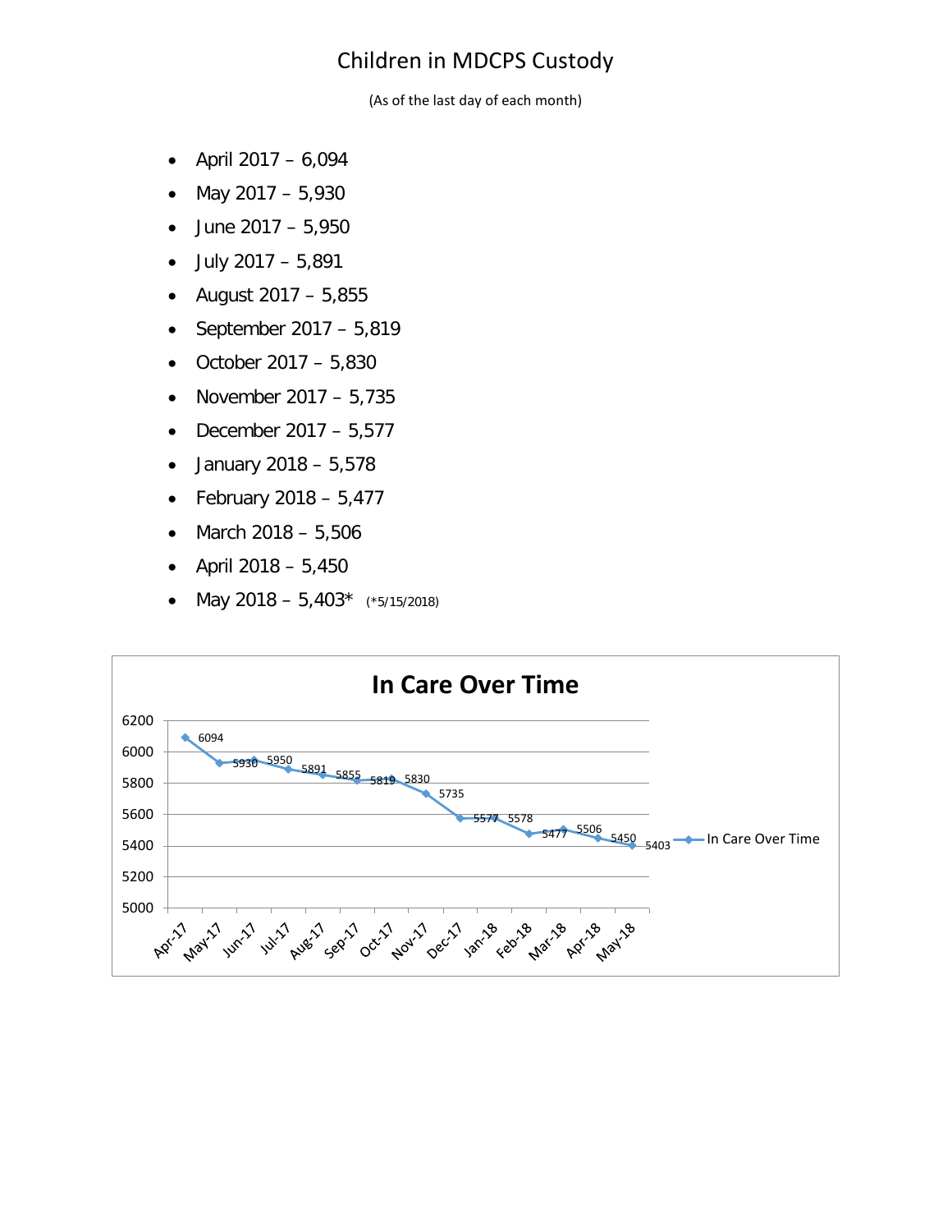# Children in MDCPS Custody

(As of the last day of each month)

- April 2017 – 6,094
- May 2017 – 5,930
- June 2017 – 5,950
- July 2017 – 5,891
- August 2017 – 5,855
- September 2017 – 5,819
- October 2017 – 5,830
- November 2017 – 5,735
- December 2017 – 5,577
- January 2018 – 5,578
- February 2018 – 5,477
- March 2018 – 5,506
- April 2018 – 5,450
- May 2018 – 5,403* (*5/15/2018)

**In Care Over Time**

6200
6000
5800
5600
5400
5200
5000

6094
5930
5950
5891
5855
5819
5830
5735
5577
5578
5477
5506
5450
5403

Apr-17
May-17
Jun-17
Jul-17
Aug-17
Sep-17
Oct-17
Nov-17
Dec-17
Jan-18
Feb-18
Mar-18
Apr-18
May-18

In Care Over Time